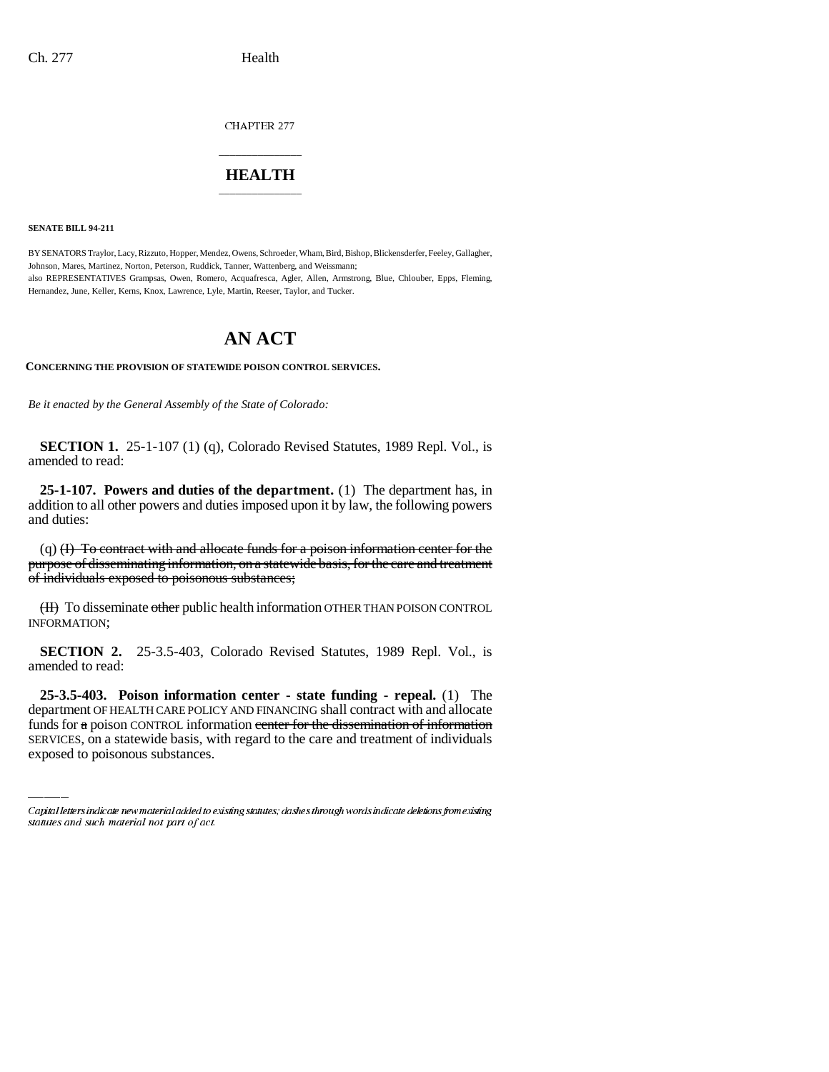CHAPTER 277

# HEALTH

**SENATE BILL 94-211**

BY SENATORS Traylor, Lacy, Rizzuto, Hopper, Mendez, Owens, Schroeder, Wham, Bird, Bishop, Blickensderfer, Feeley, Gallagher, Johnson, Mares, Martinez, Norton, Peterson, Ruddick, Tanner, Wattenberg, and Weissmann;
also REPRESENTATIVES Grampsas, Owen, Romero, Acquafresca, Agler, Allen, Armstrong, Blue, Chlouber, Epps, Fleming, Hernandez, June, Keller, Kerns, Knox, Lawrence, Lyle, Martin, Reeser, Taylor, and Tucker.

# AN ACT

**CONCERNING THE PROVISION OF STATEWIDE POISON CONTROL SERVICES.**

*Be it enacted by the General Assembly of the State of Colorado:*

**SECTION 1.** 25-1-107 (1) (q), Colorado Revised Statutes, 1989 Repl. Vol., is amended to read:

**25-1-107. Powers and duties of the department.** (1) The department has, in addition to all other powers and duties imposed upon it by law, the following powers and duties:

(q) ~~(I) To contract with and allocate funds for a poison information center for the purpose of disseminating information, on a statewide basis, for the care and treatment of individuals exposed to poisonous substances;~~

~~(II)~~ To disseminate ~~other~~ public health information OTHER THAN POISON CONTROL INFORMATION;

**SECTION 2.** 25-3.5-403, Colorado Revised Statutes, 1989 Repl. Vol., is amended to read:

**25-3.5-403. Poison information center - state funding - repeal.** (1) The department OF HEALTH CARE POLICY AND FINANCING shall contract with and allocate funds for ~~a~~ poison CONTROL information ~~center for the dissemination of information~~ SERVICES, on a statewide basis, with regard to the care and treatment of individuals exposed to poisonous substances.

Capital letters indicate new material added to existing statutes; dashes through words indicate deletions from existing statutes and such material not part of act.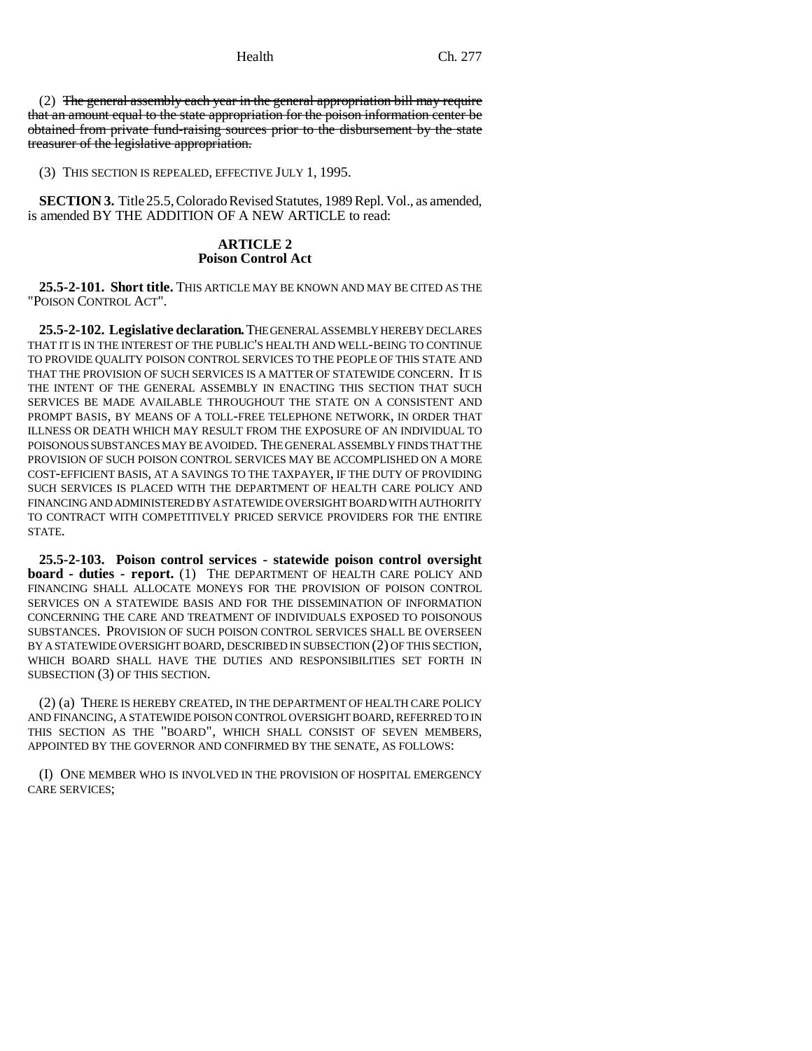(2) ~~The general assembly each year in the general appropriation bill may require that an amount equal to the state appropriation for the poison information center be obtained from private fund-raising sources prior to the disbursement by the state treasurer of the legislative appropriation.~~

(3) THIS SECTION IS REPEALED, EFFECTIVE JULY 1, 1995.

**SECTION 3.** Title 25.5, Colorado Revised Statutes, 1989 Repl. Vol., as amended, is amended BY THE ADDITION OF A NEW ARTICLE to read:

**ARTICLE 2**
**Poison Control Act**

**25.5-2-101. Short title.** THIS ARTICLE MAY BE KNOWN AND MAY BE CITED AS THE "POISON CONTROL ACT".

**25.5-2-102. Legislative declaration.** THE GENERAL ASSEMBLY HEREBY DECLARES THAT IT IS IN THE INTEREST OF THE PUBLIC'S HEALTH AND WELL-BEING TO CONTINUE TO PROVIDE QUALITY POISON CONTROL SERVICES TO THE PEOPLE OF THIS STATE AND THAT THE PROVISION OF SUCH SERVICES IS A MATTER OF STATEWIDE CONCERN. IT IS THE INTENT OF THE GENERAL ASSEMBLY IN ENACTING THIS SECTION THAT SUCH SERVICES BE MADE AVAILABLE THROUGHOUT THE STATE ON A CONSISTENT AND PROMPT BASIS, BY MEANS OF A TOLL-FREE TELEPHONE NETWORK, IN ORDER THAT ILLNESS OR DEATH WHICH MAY RESULT FROM THE EXPOSURE OF AN INDIVIDUAL TO POISONOUS SUBSTANCES MAY BE AVOIDED. THE GENERAL ASSEMBLY FINDS THAT THE PROVISION OF SUCH POISON CONTROL SERVICES MAY BE ACCOMPLISHED ON A MORE COST-EFFICIENT BASIS, AT A SAVINGS TO THE TAXPAYER, IF THE DUTY OF PROVIDING SUCH SERVICES IS PLACED WITH THE DEPARTMENT OF HEALTH CARE POLICY AND FINANCING AND ADMINISTERED BY A STATEWIDE OVERSIGHT BOARD WITH AUTHORITY TO CONTRACT WITH COMPETITIVELY PRICED SERVICE PROVIDERS FOR THE ENTIRE STATE.

**25.5-2-103. Poison control services - statewide poison control oversight board - duties - report.** (1) THE DEPARTMENT OF HEALTH CARE POLICY AND FINANCING SHALL ALLOCATE MONEYS FOR THE PROVISION OF POISON CONTROL SERVICES ON A STATEWIDE BASIS AND FOR THE DISSEMINATION OF INFORMATION CONCERNING THE CARE AND TREATMENT OF INDIVIDUALS EXPOSED TO POISONOUS SUBSTANCES. PROVISION OF SUCH POISON CONTROL SERVICES SHALL BE OVERSEEN BY A STATEWIDE OVERSIGHT BOARD, DESCRIBED IN SUBSECTION (2) OF THIS SECTION, WHICH BOARD SHALL HAVE THE DUTIES AND RESPONSIBILITIES SET FORTH IN SUBSECTION (3) OF THIS SECTION.

(2) (a) THERE IS HEREBY CREATED, IN THE DEPARTMENT OF HEALTH CARE POLICY AND FINANCING, A STATEWIDE POISON CONTROL OVERSIGHT BOARD, REFERRED TO IN THIS SECTION AS THE "BOARD", WHICH SHALL CONSIST OF SEVEN MEMBERS, APPOINTED BY THE GOVERNOR AND CONFIRMED BY THE SENATE, AS FOLLOWS:

(I) ONE MEMBER WHO IS INVOLVED IN THE PROVISION OF HOSPITAL EMERGENCY CARE SERVICES;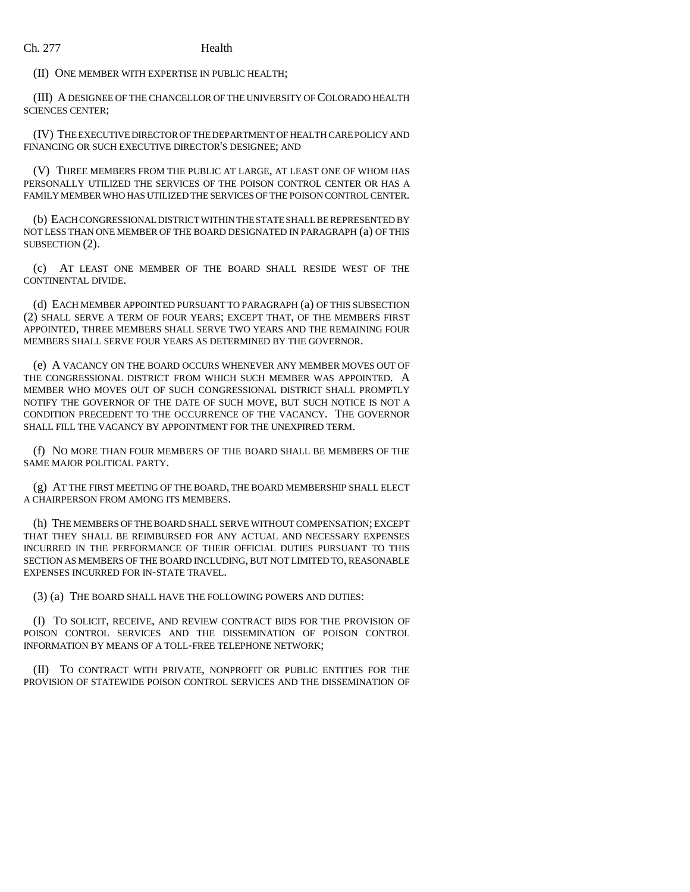(II) ONE MEMBER WITH EXPERTISE IN PUBLIC HEALTH;

(III) A DESIGNEE OF THE CHANCELLOR OF THE UNIVERSITY OF COLORADO HEALTH SCIENCES CENTER;

(IV) THE EXECUTIVE DIRECTOR OF THE DEPARTMENT OF HEALTH CARE POLICY AND FINANCING OR SUCH EXECUTIVE DIRECTOR'S DESIGNEE; AND

(V) THREE MEMBERS FROM THE PUBLIC AT LARGE, AT LEAST ONE OF WHOM HAS PERSONALLY UTILIZED THE SERVICES OF THE POISON CONTROL CENTER OR HAS A FAMILY MEMBER WHO HAS UTILIZED THE SERVICES OF THE POISON CONTROL CENTER.

(b) EACH CONGRESSIONAL DISTRICT WITHIN THE STATE SHALL BE REPRESENTED BY NOT LESS THAN ONE MEMBER OF THE BOARD DESIGNATED IN PARAGRAPH (a) OF THIS SUBSECTION (2).

(c) AT LEAST ONE MEMBER OF THE BOARD SHALL RESIDE WEST OF THE CONTINENTAL DIVIDE.

(d) EACH MEMBER APPOINTED PURSUANT TO PARAGRAPH (a) OF THIS SUBSECTION (2) SHALL SERVE A TERM OF FOUR YEARS; EXCEPT THAT, OF THE MEMBERS FIRST APPOINTED, THREE MEMBERS SHALL SERVE TWO YEARS AND THE REMAINING FOUR MEMBERS SHALL SERVE FOUR YEARS AS DETERMINED BY THE GOVERNOR.

(e) A VACANCY ON THE BOARD OCCURS WHENEVER ANY MEMBER MOVES OUT OF THE CONGRESSIONAL DISTRICT FROM WHICH SUCH MEMBER WAS APPOINTED. A MEMBER WHO MOVES OUT OF SUCH CONGRESSIONAL DISTRICT SHALL PROMPTLY NOTIFY THE GOVERNOR OF THE DATE OF SUCH MOVE, BUT SUCH NOTICE IS NOT A CONDITION PRECEDENT TO THE OCCURRENCE OF THE VACANCY. THE GOVERNOR SHALL FILL THE VACANCY BY APPOINTMENT FOR THE UNEXPIRED TERM.

(f) NO MORE THAN FOUR MEMBERS OF THE BOARD SHALL BE MEMBERS OF THE SAME MAJOR POLITICAL PARTY.

(g) AT THE FIRST MEETING OF THE BOARD, THE BOARD MEMBERSHIP SHALL ELECT A CHAIRPERSON FROM AMONG ITS MEMBERS.

(h) THE MEMBERS OF THE BOARD SHALL SERVE WITHOUT COMPENSATION; EXCEPT THAT THEY SHALL BE REIMBURSED FOR ANY ACTUAL AND NECESSARY EXPENSES INCURRED IN THE PERFORMANCE OF THEIR OFFICIAL DUTIES PURSUANT TO THIS SECTION AS MEMBERS OF THE BOARD INCLUDING, BUT NOT LIMITED TO, REASONABLE EXPENSES INCURRED FOR IN-STATE TRAVEL.

(3) (a) THE BOARD SHALL HAVE THE FOLLOWING POWERS AND DUTIES:

(I) TO SOLICIT, RECEIVE, AND REVIEW CONTRACT BIDS FOR THE PROVISION OF POISON CONTROL SERVICES AND THE DISSEMINATION OF POISON CONTROL INFORMATION BY MEANS OF A TOLL-FREE TELEPHONE NETWORK;

(II) TO CONTRACT WITH PRIVATE, NONPROFIT OR PUBLIC ENTITIES FOR THE PROVISION OF STATEWIDE POISON CONTROL SERVICES AND THE DISSEMINATION OF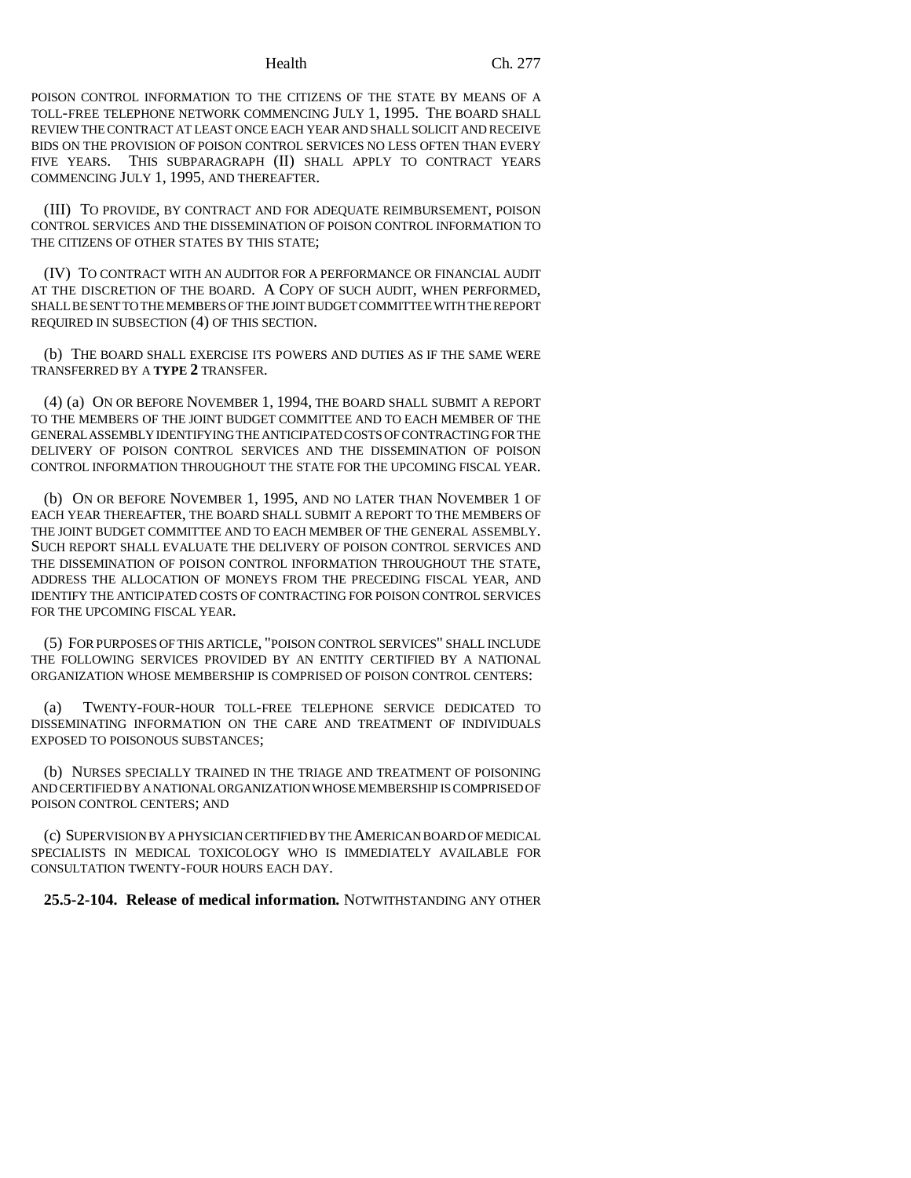POISON CONTROL INFORMATION TO THE CITIZENS OF THE STATE BY MEANS OF A TOLL-FREE TELEPHONE NETWORK COMMENCING JULY 1, 1995. THE BOARD SHALL REVIEW THE CONTRACT AT LEAST ONCE EACH YEAR AND SHALL SOLICIT AND RECEIVE BIDS ON THE PROVISION OF POISON CONTROL SERVICES NO LESS OFTEN THAN EVERY FIVE YEARS. THIS SUBPARAGRAPH (II) SHALL APPLY TO CONTRACT YEARS COMMENCING JULY 1, 1995, AND THEREAFTER.

(III) TO PROVIDE, BY CONTRACT AND FOR ADEQUATE REIMBURSEMENT, POISON CONTROL SERVICES AND THE DISSEMINATION OF POISON CONTROL INFORMATION TO THE CITIZENS OF OTHER STATES BY THIS STATE;

(IV) TO CONTRACT WITH AN AUDITOR FOR A PERFORMANCE OR FINANCIAL AUDIT AT THE DISCRETION OF THE BOARD. A COPY OF SUCH AUDIT, WHEN PERFORMED, SHALL BE SENT TO THE MEMBERS OF THE JOINT BUDGET COMMITTEE WITH THE REPORT REQUIRED IN SUBSECTION (4) OF THIS SECTION.

(b) THE BOARD SHALL EXERCISE ITS POWERS AND DUTIES AS IF THE SAME WERE TRANSFERRED BY A **TYPE 2** TRANSFER.

(4) (a) ON OR BEFORE NOVEMBER 1, 1994, THE BOARD SHALL SUBMIT A REPORT TO THE MEMBERS OF THE JOINT BUDGET COMMITTEE AND TO EACH MEMBER OF THE GENERAL ASSEMBLY IDENTIFYING THE ANTICIPATED COSTS OF CONTRACTING FOR THE DELIVERY OF POISON CONTROL SERVICES AND THE DISSEMINATION OF POISON CONTROL INFORMATION THROUGHOUT THE STATE FOR THE UPCOMING FISCAL YEAR.

(b) ON OR BEFORE NOVEMBER 1, 1995, AND NO LATER THAN NOVEMBER 1 OF EACH YEAR THEREAFTER, THE BOARD SHALL SUBMIT A REPORT TO THE MEMBERS OF THE JOINT BUDGET COMMITTEE AND TO EACH MEMBER OF THE GENERAL ASSEMBLY. SUCH REPORT SHALL EVALUATE THE DELIVERY OF POISON CONTROL SERVICES AND THE DISSEMINATION OF POISON CONTROL INFORMATION THROUGHOUT THE STATE, ADDRESS THE ALLOCATION OF MONEYS FROM THE PRECEDING FISCAL YEAR, AND IDENTIFY THE ANTICIPATED COSTS OF CONTRACTING FOR POISON CONTROL SERVICES FOR THE UPCOMING FISCAL YEAR.

(5) FOR PURPOSES OF THIS ARTICLE, "POISON CONTROL SERVICES" SHALL INCLUDE THE FOLLOWING SERVICES PROVIDED BY AN ENTITY CERTIFIED BY A NATIONAL ORGANIZATION WHOSE MEMBERSHIP IS COMPRISED OF POISON CONTROL CENTERS:

(a) TWENTY-FOUR-HOUR TOLL-FREE TELEPHONE SERVICE DEDICATED TO DISSEMINATING INFORMATION ON THE CARE AND TREATMENT OF INDIVIDUALS EXPOSED TO POISONOUS SUBSTANCES;

(b) NURSES SPECIALLY TRAINED IN THE TRIAGE AND TREATMENT OF POISONING AND CERTIFIED BY A NATIONAL ORGANIZATION WHOSE MEMBERSHIP IS COMPRISED OF POISON CONTROL CENTERS; AND

(c) SUPERVISION BY A PHYSICIAN CERTIFIED BY THE AMERICAN BOARD OF MEDICAL SPECIALISTS IN MEDICAL TOXICOLOGY WHO IS IMMEDIATELY AVAILABLE FOR CONSULTATION TWENTY-FOUR HOURS EACH DAY.

**25.5-2-104. Release of medical information.** NOTWITHSTANDING ANY OTHER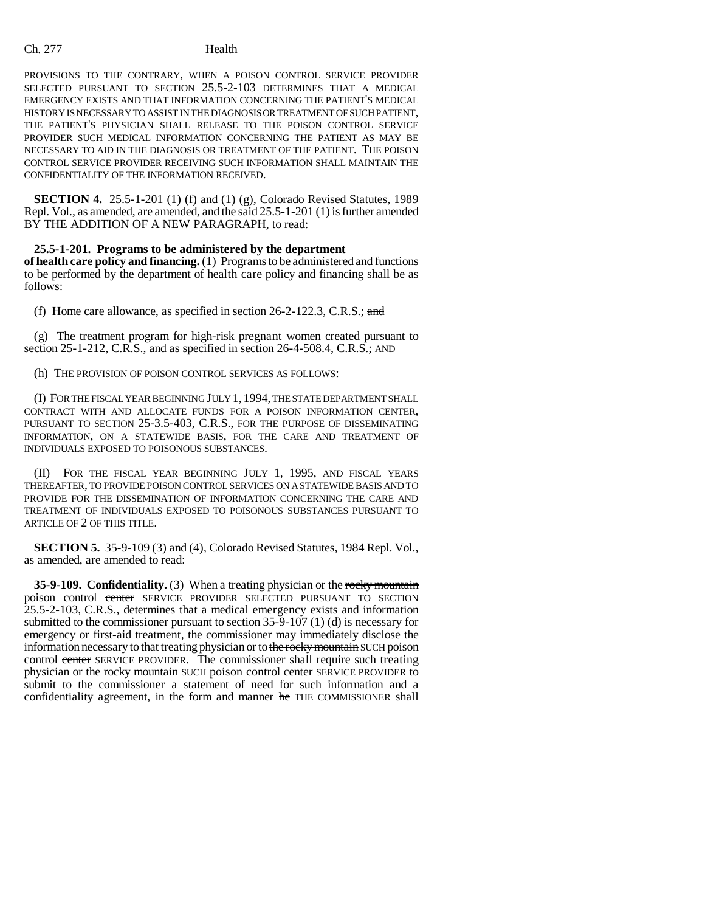PROVISIONS TO THE CONTRARY, WHEN A POISON CONTROL SERVICE PROVIDER SELECTED PURSUANT TO SECTION 25.5-2-103 DETERMINES THAT A MEDICAL EMERGENCY EXISTS AND THAT INFORMATION CONCERNING THE PATIENT'S MEDICAL HISTORY IS NECESSARY TO ASSIST IN THE DIAGNOSIS OR TREATMENT OF SUCH PATIENT, THE PATIENT'S PHYSICIAN SHALL RELEASE TO THE POISON CONTROL SERVICE PROVIDER SUCH MEDICAL INFORMATION CONCERNING THE PATIENT AS MAY BE NECESSARY TO AID IN THE DIAGNOSIS OR TREATMENT OF THE PATIENT. THE POISON CONTROL SERVICE PROVIDER RECEIVING SUCH INFORMATION SHALL MAINTAIN THE CONFIDENTIALITY OF THE INFORMATION RECEIVED.

**SECTION 4.** 25.5-1-201 (1) (f) and (1) (g), Colorado Revised Statutes, 1989 Repl. Vol., as amended, are amended, and the said 25.5-1-201 (1) is further amended BY THE ADDITION OF A NEW PARAGRAPH, to read:

**25.5-1-201. Programs to be administered by the department of health care policy and financing.** (1) Programs to be administered and functions to be performed by the department of health care policy and financing shall be as follows:

(f) Home care allowance, as specified in section 26-2-122.3, C.R.S.; ~~and~~

(g) The treatment program for high-risk pregnant women created pursuant to section 25-1-212, C.R.S., and as specified in section 26-4-508.4, C.R.S.; AND

(h) THE PROVISION OF POISON CONTROL SERVICES AS FOLLOWS:

(I) FOR THE FISCAL YEAR BEGINNING JULY 1, 1994, THE STATE DEPARTMENT SHALL CONTRACT WITH AND ALLOCATE FUNDS FOR A POISON INFORMATION CENTER, PURSUANT TO SECTION 25-3.5-403, C.R.S., FOR THE PURPOSE OF DISSEMINATING INFORMATION, ON A STATEWIDE BASIS, FOR THE CARE AND TREATMENT OF INDIVIDUALS EXPOSED TO POISONOUS SUBSTANCES.

(II) FOR THE FISCAL YEAR BEGINNING JULY 1, 1995, AND FISCAL YEARS THEREAFTER, TO PROVIDE POISON CONTROL SERVICES ON A STATEWIDE BASIS AND TO PROVIDE FOR THE DISSEMINATION OF INFORMATION CONCERNING THE CARE AND TREATMENT OF INDIVIDUALS EXPOSED TO POISONOUS SUBSTANCES PURSUANT TO ARTICLE OF 2 OF THIS TITLE.

**SECTION 5.** 35-9-109 (3) and (4), Colorado Revised Statutes, 1984 Repl. Vol., as amended, are amended to read:

**35-9-109. Confidentiality.** (3) When a treating physician or the ~~rocky mountain~~ poison control ~~center~~ SERVICE PROVIDER SELECTED PURSUANT TO SECTION 25.5-2-103, C.R.S., determines that a medical emergency exists and information submitted to the commissioner pursuant to section 35-9-107 (1) (d) is necessary for emergency or first-aid treatment, the commissioner may immediately disclose the information necessary to that treating physician or to ~~the rocky mountain~~ SUCH poison control ~~center~~ SERVICE PROVIDER. The commissioner shall require such treating physician or ~~the rocky mountain~~ SUCH poison control ~~center~~ SERVICE PROVIDER to submit to the commissioner a statement of need for such information and a confidentiality agreement, in the form and manner ~~he~~ THE COMMISSIONER shall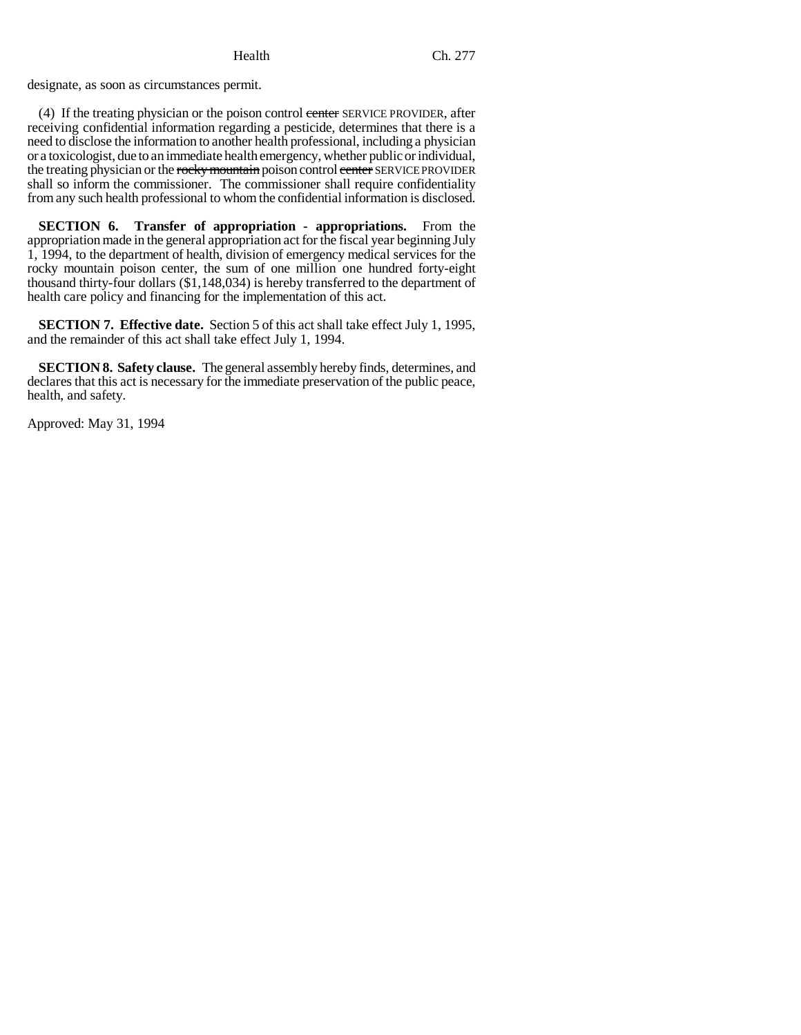designate, as soon as circumstances permit.

(4) If the treating physician or the poison control ~~center~~ SERVICE PROVIDER, after receiving confidential information regarding a pesticide, determines that there is a need to disclose the information to another health professional, including a physician or a toxicologist, due to an immediate health emergency, whether public or individual, the treating physician or the ~~rocky mountain~~ poison control ~~center~~ SERVICE PROVIDER shall so inform the commissioner. The commissioner shall require confidentiality from any such health professional to whom the confidential information is disclosed.

**SECTION 6. Transfer of appropriation - appropriations.** From the appropriation made in the general appropriation act for the fiscal year beginning July 1, 1994, to the department of health, division of emergency medical services for the rocky mountain poison center, the sum of one million one hundred forty-eight thousand thirty-four dollars ($1,148,034) is hereby transferred to the department of health care policy and financing for the implementation of this act.

**SECTION 7. Effective date.** Section 5 of this act shall take effect July 1, 1995, and the remainder of this act shall take effect July 1, 1994.

**SECTION 8. Safety clause.** The general assembly hereby finds, determines, and declares that this act is necessary for the immediate preservation of the public peace, health, and safety.

Approved: May 31, 1994